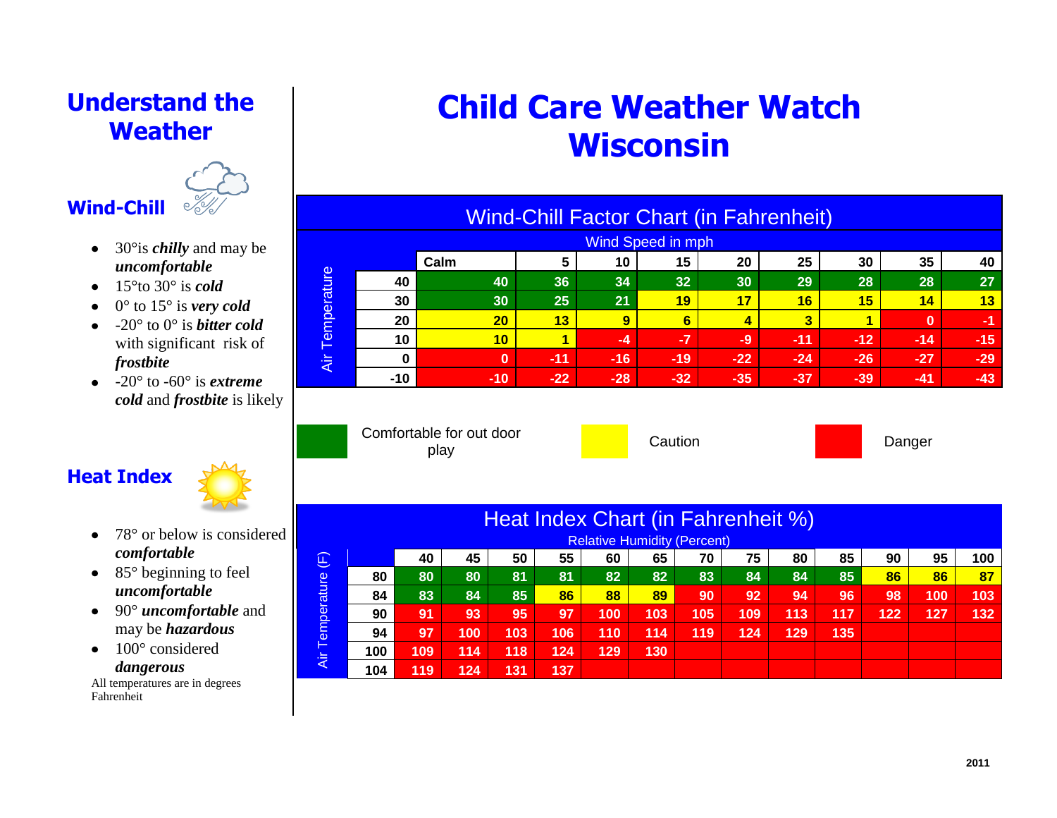# Understand the Weather

## Wind-Chill

- 30°is ***chilly*** and may be ***uncomfortable***
- 15°to 30° is ***cold***
- 0° to 15° is ***very cold***
- -20° to 0° is ***bitter cold*** with significant risk of ***frostbite***
- -20° to -60° is ***extreme cold*** and ***frostbite*** is likely

## Heat Index

- 78° or below is considered ***comfortable***
- 85° beginning to feel ***uncomfortable***
- 90° ***uncomfortable*** and may be ***hazardous***
- 100° considered ***dangerous***

All temperatures are in degrees Fahrenheit

# Child Care Weather Watch Wisconsin

## Wind-Chill Factor Chart (in Fahrenheit)

| Air Temperature | Wind Speed in mph: Calm | 5 | 10 | 15 | 20 | 25 | 30 | 35 | 40 |
|---|---|---|---|---|---|---|---|---|---|
| 40 | 40 | 36 | 34 | 32 | 30 | 29 | 28 | 28 | 27 |
| 30 | 30 | 25 | 21 | 19 | 17 | 16 | 15 | 14 | 13 |
| 20 | 20 | 13 | 9 | 6 | 4 | 3 | 1 | 0 | -1 |
| 10 | 10 | 1 | -4 | -7 | -9 | -11 | -12 | -14 | -15 |
| 0 | 0 | -11 | -16 | -19 | -22 | -24 | -26 | -27 | -29 |
| -10 | -10 | -22 | -28 | -32 | -35 | -37 | -39 | -41 | -43 |

Comfortable for out door play | Caution | Danger

## Heat Index Chart (in Fahrenheit %)

| Air Temperature (F) | Relative Humidity (Percent): 40 | 45 | 50 | 55 | 60 | 65 | 70 | 75 | 80 | 85 | 90 | 95 | 100 |
|---|---|---|---|---|---|---|---|---|---|---|---|---|---|
| 80 | 80 | 80 | 81 | 81 | 82 | 82 | 83 | 84 | 84 | 85 | 86 | 86 | 87 |
| 84 | 83 | 84 | 85 | 86 | 88 | 89 | 90 | 92 | 94 | 96 | 98 | 100 | 103 |
| 90 | 91 | 93 | 95 | 97 | 100 | 103 | 105 | 109 | 113 | 117 | 122 | 127 | 132 |
| 94 | 97 | 100 | 103 | 106 | 110 | 114 | 119 | 124 | 129 | 135 | | | |
| 100 | 109 | 114 | 118 | 124 | 129 | 130 | | | | | | | |
| 104 | 119 | 124 | 131 | 137 | | | | | | | | | |

2011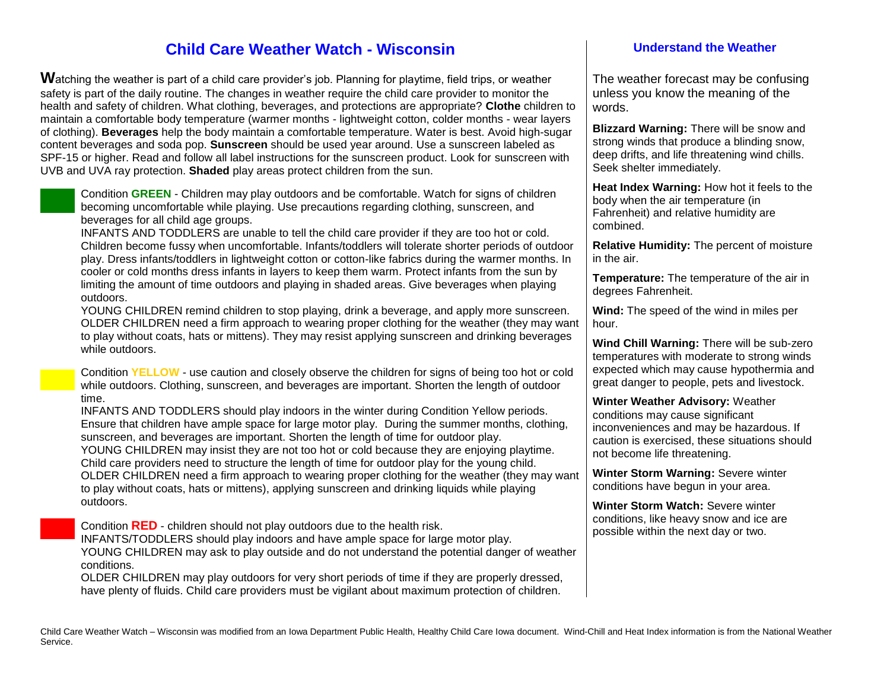# Child Care Weather Watch - Wisconsin

**W**atching the weather is part of a child care provider's job. Planning for playtime, field trips, or weather safety is part of the daily routine. The changes in weather require the child care provider to monitor the health and safety of children. What clothing, beverages, and protections are appropriate? **Clothe** children to maintain a comfortable body temperature (warmer months - lightweight cotton, colder months - wear layers of clothing). **Beverages** help the body maintain a comfortable temperature. Water is best. Avoid high-sugar content beverages and soda pop. **Sunscreen** should be used year around. Use a sunscreen labeled as SPF-15 or higher. Read and follow all label instructions for the sunscreen product. Look for sunscreen with UVB and UVA ray protection. **Shaded** play areas protect children from the sun.

Condition **GREEN** - Children may play outdoors and be comfortable. Watch for signs of children becoming uncomfortable while playing. Use precautions regarding clothing, sunscreen, and beverages for all child age groups.
INFANTS AND TODDLERS are unable to tell the child care provider if they are too hot or cold. Children become fussy when uncomfortable. Infants/toddlers will tolerate shorter periods of outdoor play. Dress infants/toddlers in lightweight cotton or cotton-like fabrics during the warmer months. In cooler or cold months dress infants in layers to keep them warm. Protect infants from the sun by limiting the amount of time outdoors and playing in shaded areas. Give beverages when playing outdoors.
YOUNG CHILDREN remind children to stop playing, drink a beverage, and apply more sunscreen.
OLDER CHILDREN need a firm approach to wearing proper clothing for the weather (they may want to play without coats, hats or mittens). They may resist applying sunscreen and drinking beverages while outdoors.

Condition **YELLOW** - use caution and closely observe the children for signs of being too hot or cold while outdoors. Clothing, sunscreen, and beverages are important. Shorten the length of outdoor time.
INFANTS AND TODDLERS should play indoors in the winter during Condition Yellow periods. Ensure that children have ample space for large motor play. During the summer months, clothing, sunscreen, and beverages are important. Shorten the length of time for outdoor play.
YOUNG CHILDREN may insist they are not too hot or cold because they are enjoying playtime. Child care providers need to structure the length of time for outdoor play for the young child.
OLDER CHILDREN need a firm approach to wearing proper clothing for the weather (they may want to play without coats, hats or mittens), applying sunscreen and drinking liquids while playing outdoors.

Condition **RED** - children should not play outdoors due to the health risk.
INFANTS/TODDLERS should play indoors and have ample space for large motor play.
YOUNG CHILDREN may ask to play outside and do not understand the potential danger of weather conditions.
OLDER CHILDREN may play outdoors for very short periods of time if they are properly dressed, have plenty of fluids. Child care providers must be vigilant about maximum protection of children.

## Understand the Weather

The weather forecast may be confusing unless you know the meaning of the words.

**Blizzard Warning:** There will be snow and strong winds that produce a blinding snow, deep drifts, and life threatening wind chills. Seek shelter immediately.

**Heat Index Warning:** How hot it feels to the body when the air temperature (in Fahrenheit) and relative humidity are combined.

**Relative Humidity:** The percent of moisture in the air.

**Temperature:** The temperature of the air in degrees Fahrenheit.

**Wind:** The speed of the wind in miles per hour.

**Wind Chill Warning:** There will be sub-zero temperatures with moderate to strong winds expected which may cause hypothermia and great danger to people, pets and livestock.

**Winter Weather Advisory:** Weather conditions may cause significant inconveniences and may be hazardous. If caution is exercised, these situations should not become life threatening.

**Winter Storm Warning:** Severe winter conditions have begun in your area.

**Winter Storm Watch:** Severe winter conditions, like heavy snow and ice are possible within the next day or two.

Child Care Weather Watch – Wisconsin was modified from an Iowa Department Public Health, Healthy Child Care Iowa document. Wind-Chill and Heat Index information is from the National Weather Service.